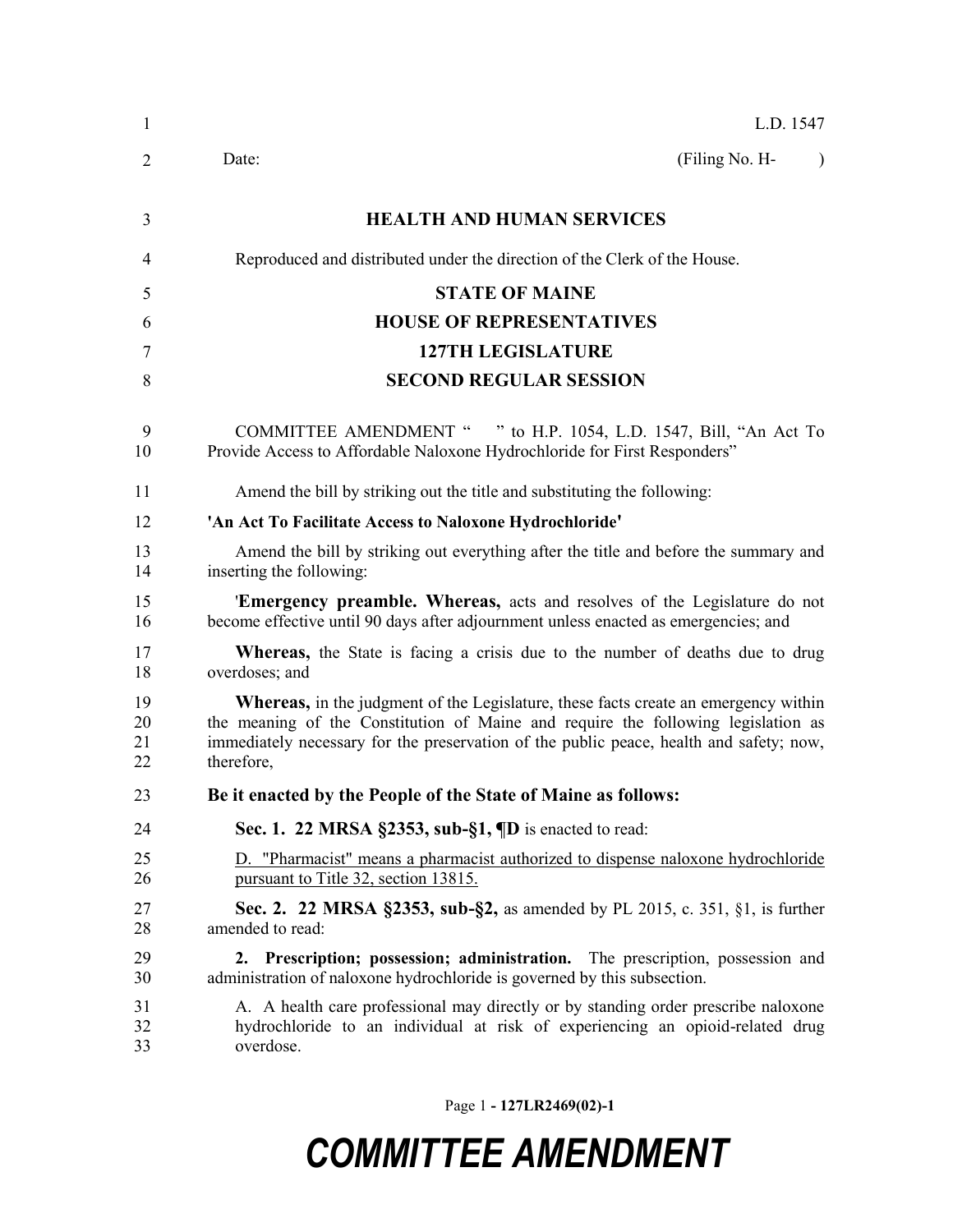L.D. 1547

Date: (Filing No. H- )

**HEALTH AND HUMAN SERVICES**

Reproduced and distributed under the direction of the Clerk of the House.

**STATE OF MAINE**

**HOUSE OF REPRESENTATIVES**

**127TH LEGISLATURE**

**SECOND REGULAR SESSION**

COMMITTEE AMENDMENT " " to H.P. 1054, L.D. 1547, Bill, "An Act To Provide Access to Affordable Naloxone Hydrochloride for First Responders"

Amend the bill by striking out the title and substituting the following:

**'An Act To Facilitate Access to Naloxone Hydrochloride'**

Amend the bill by striking out everything after the title and before the summary and inserting the following:

'**Emergency preamble. Whereas,** acts and resolves of the Legislature do not become effective until 90 days after adjournment unless enacted as emergencies; and

**Whereas,** the State is facing a crisis due to the number of deaths due to drug overdoses; and

**Whereas,** in the judgment of the Legislature, these facts create an emergency within the meaning of the Constitution of Maine and require the following legislation as immediately necessary for the preservation of the public peace, health and safety; now, therefore,

**Be it enacted by the People of the State of Maine as follows:**

**Sec. 1. 22 MRSA §2353, sub-§1, ¶D** is enacted to read:

<u>D. "Pharmacist" means a pharmacist authorized to dispense naloxone hydrochloride pursuant to Title 32, section 13815.</u>

**Sec. 2. 22 MRSA §2353, sub-§2,** as amended by PL 2015, c. 351, §1, is further amended to read:

**2. Prescription; possession; administration.** The prescription, possession and administration of naloxone hydrochloride is governed by this subsection.

A. A health care professional may directly or by standing order prescribe naloxone hydrochloride to an individual at risk of experiencing an opioid-related drug overdose.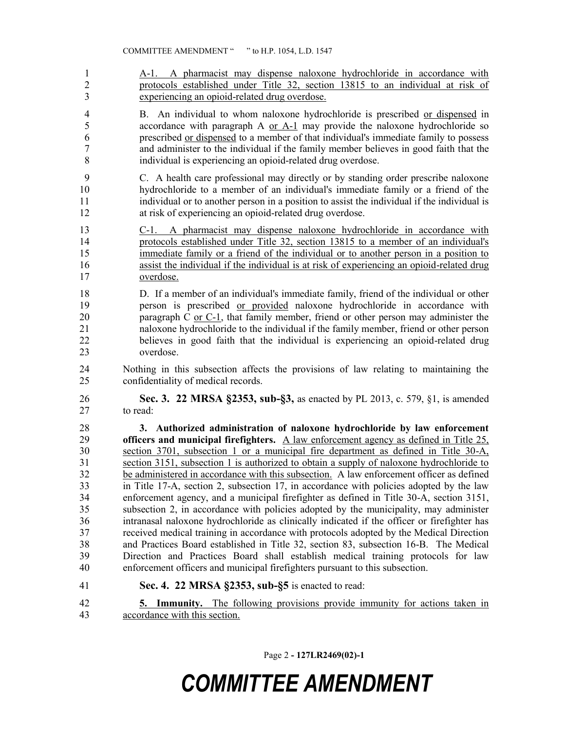A-1. A pharmacist may dispense naloxone hydrochloride in accordance with protocols established under Title 32, section 13815 to an individual at risk of experiencing an opioid-related drug overdose.

B. An individual to whom naloxone hydrochloride is prescribed or dispensed in accordance with paragraph A or A-1 may provide the naloxone hydrochloride so prescribed or dispensed to a member of that individual's immediate family to possess and administer to the individual if the family member believes in good faith that the individual is experiencing an opioid-related drug overdose.

C. A health care professional may directly or by standing order prescribe naloxone hydrochloride to a member of an individual's immediate family or a friend of the individual or to another person in a position to assist the individual if the individual is at risk of experiencing an opioid-related drug overdose.

C-1. A pharmacist may dispense naloxone hydrochloride in accordance with protocols established under Title 32, section 13815 to a member of an individual's immediate family or a friend of the individual or to another person in a position to assist the individual if the individual is at risk of experiencing an opioid-related drug overdose.

D. If a member of an individual's immediate family, friend of the individual or other person is prescribed or provided naloxone hydrochloride in accordance with paragraph C or C-1, that family member, friend or other person may administer the naloxone hydrochloride to the individual if the family member, friend or other person believes in good faith that the individual is experiencing an opioid-related drug overdose.

Nothing in this subsection affects the provisions of law relating to maintaining the confidentiality of medical records.

**Sec. 3. 22 MRSA §2353, sub-§3,** as enacted by PL 2013, c. 579, §1, is amended to read:

**3. Authorized administration of naloxone hydrochloride by law enforcement officers and municipal firefighters.** A law enforcement agency as defined in Title 25, section 3701, subsection 1 or a municipal fire department as defined in Title 30-A, section 3151, subsection 1 is authorized to obtain a supply of naloxone hydrochloride to be administered in accordance with this subsection. A law enforcement officer as defined in Title 17-A, section 2, subsection 17, in accordance with policies adopted by the law enforcement agency, and a municipal firefighter as defined in Title 30-A, section 3151, subsection 2, in accordance with policies adopted by the municipality, may administer intranasal naloxone hydrochloride as clinically indicated if the officer or firefighter has received medical training in accordance with protocols adopted by the Medical Direction and Practices Board established in Title 32, section 83, subsection 16-B. The Medical Direction and Practices Board shall establish medical training protocols for law enforcement officers and municipal firefighters pursuant to this subsection.

**Sec. 4. 22 MRSA §2353, sub-§5** is enacted to read:

**5. Immunity.** The following provisions provide immunity for actions taken in accordance with this section.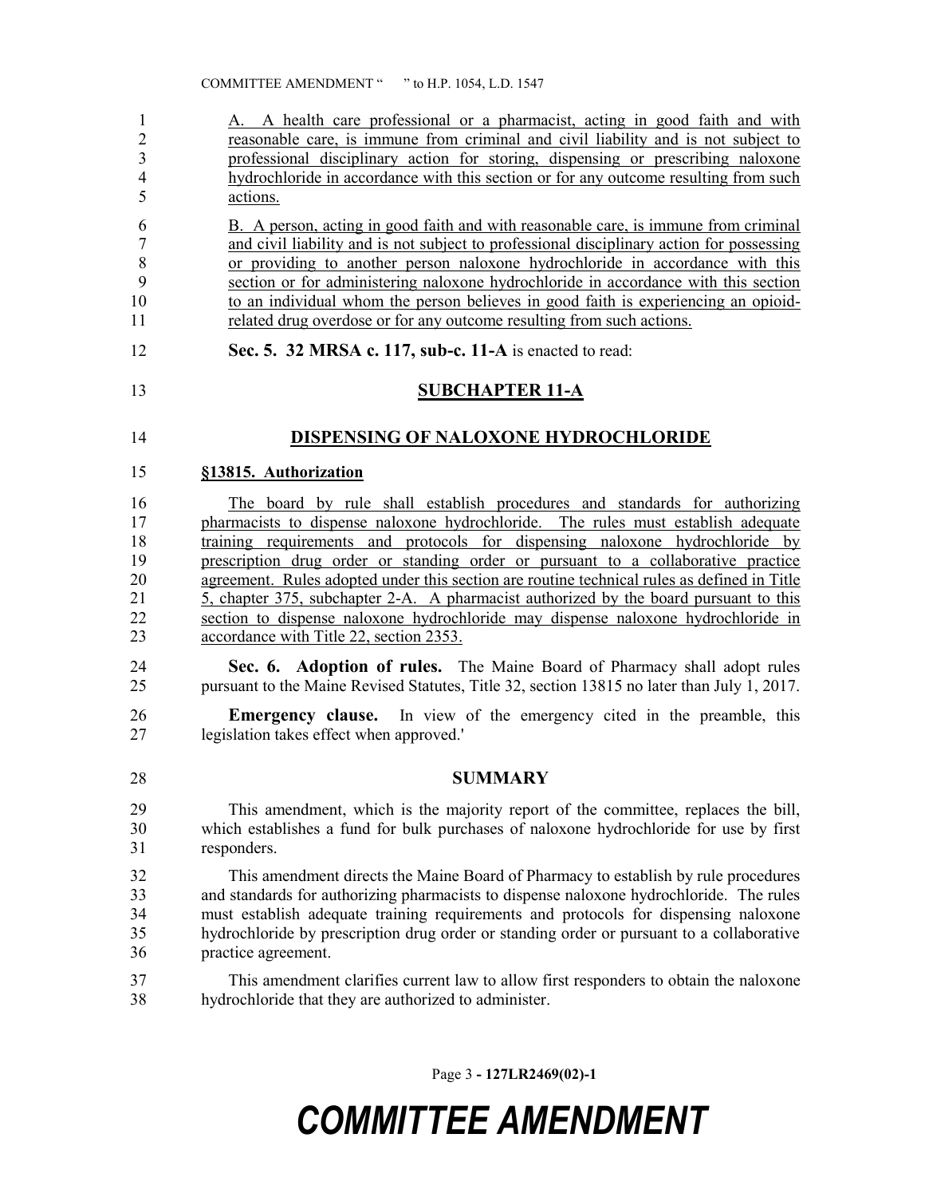A. A health care professional or a pharmacist, acting in good faith and with reasonable care, is immune from criminal and civil liability and is not subject to professional disciplinary action for storing, dispensing or prescribing naloxone hydrochloride in accordance with this section or for any outcome resulting from such actions.

B. A person, acting in good faith and with reasonable care, is immune from criminal and civil liability and is not subject to professional disciplinary action for possessing or providing to another person naloxone hydrochloride in accordance with this section or for administering naloxone hydrochloride in accordance with this section to an individual whom the person believes in good faith is experiencing an opioid-related drug overdose or for any outcome resulting from such actions.

**Sec. 5. 32 MRSA c. 117, sub-c. 11-A** is enacted to read:

## SUBCHAPTER 11-A

## DISPENSING OF NALOXONE HYDROCHLORIDE

**§13815. Authorization**

The board by rule shall establish procedures and standards for authorizing pharmacists to dispense naloxone hydrochloride. The rules must establish adequate training requirements and protocols for dispensing naloxone hydrochloride by prescription drug order or standing order or pursuant to a collaborative practice agreement. Rules adopted under this section are routine technical rules as defined in Title 5, chapter 375, subchapter 2-A. A pharmacist authorized by the board pursuant to this section to dispense naloxone hydrochloride may dispense naloxone hydrochloride in accordance with Title 22, section 2353.

**Sec. 6. Adoption of rules.** The Maine Board of Pharmacy shall adopt rules pursuant to the Maine Revised Statutes, Title 32, section 13815 no later than July 1, 2017.

**Emergency clause.** In view of the emergency cited in the preamble, this legislation takes effect when approved.'

## SUMMARY

This amendment, which is the majority report of the committee, replaces the bill, which establishes a fund for bulk purchases of naloxone hydrochloride for use by first responders.

This amendment directs the Maine Board of Pharmacy to establish by rule procedures and standards for authorizing pharmacists to dispense naloxone hydrochloride. The rules must establish adequate training requirements and protocols for dispensing naloxone hydrochloride by prescription drug order or standing order or pursuant to a collaborative practice agreement.

This amendment clarifies current law to allow first responders to obtain the naloxone hydrochloride that they are authorized to administer.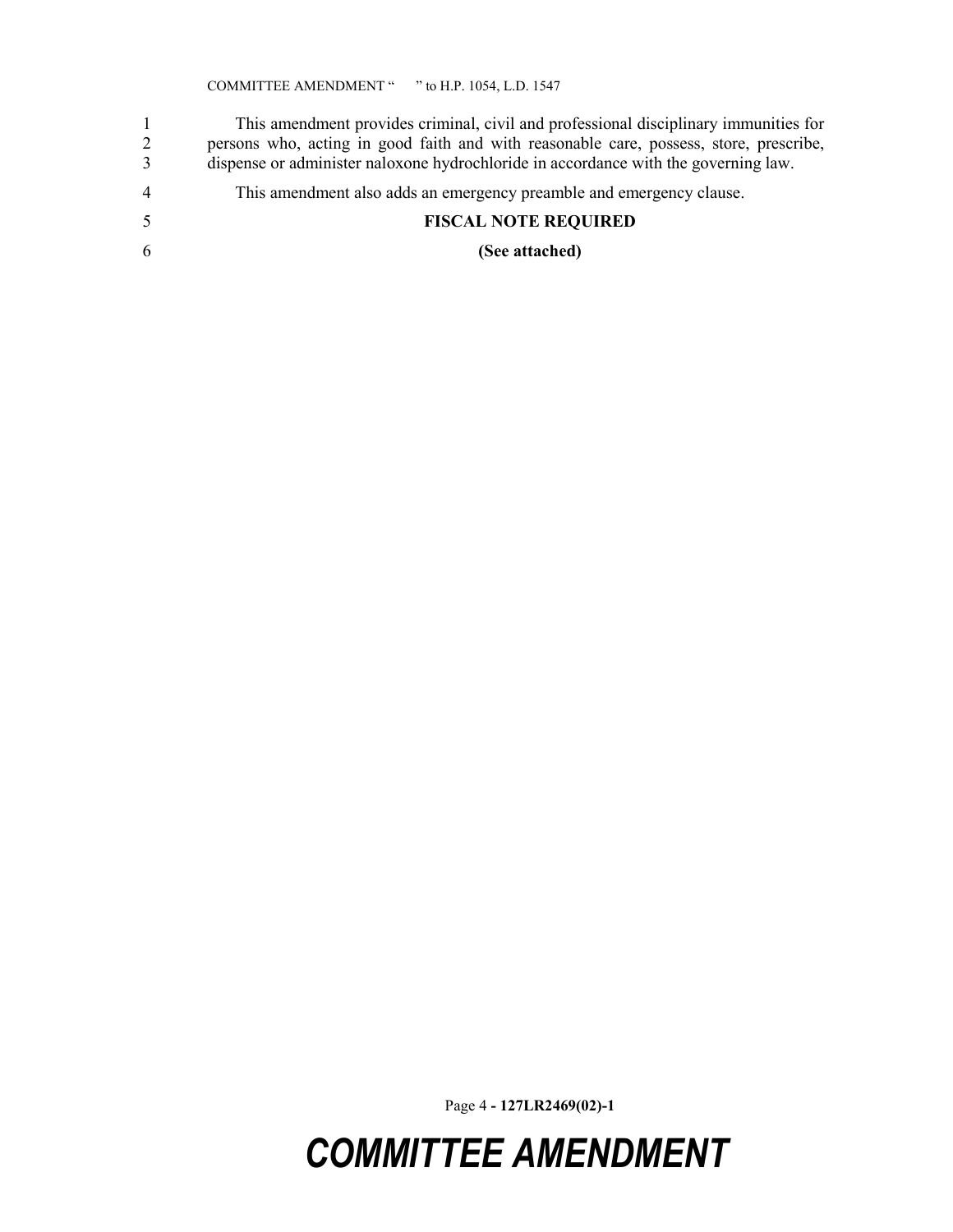This amendment provides criminal, civil and professional disciplinary immunities for persons who, acting in good faith and with reasonable care, possess, store, prescribe, dispense or administer naloxone hydrochloride in accordance with the governing law.

This amendment also adds an emergency preamble and emergency clause.

**FISCAL NOTE REQUIRED**

**(See attached)**